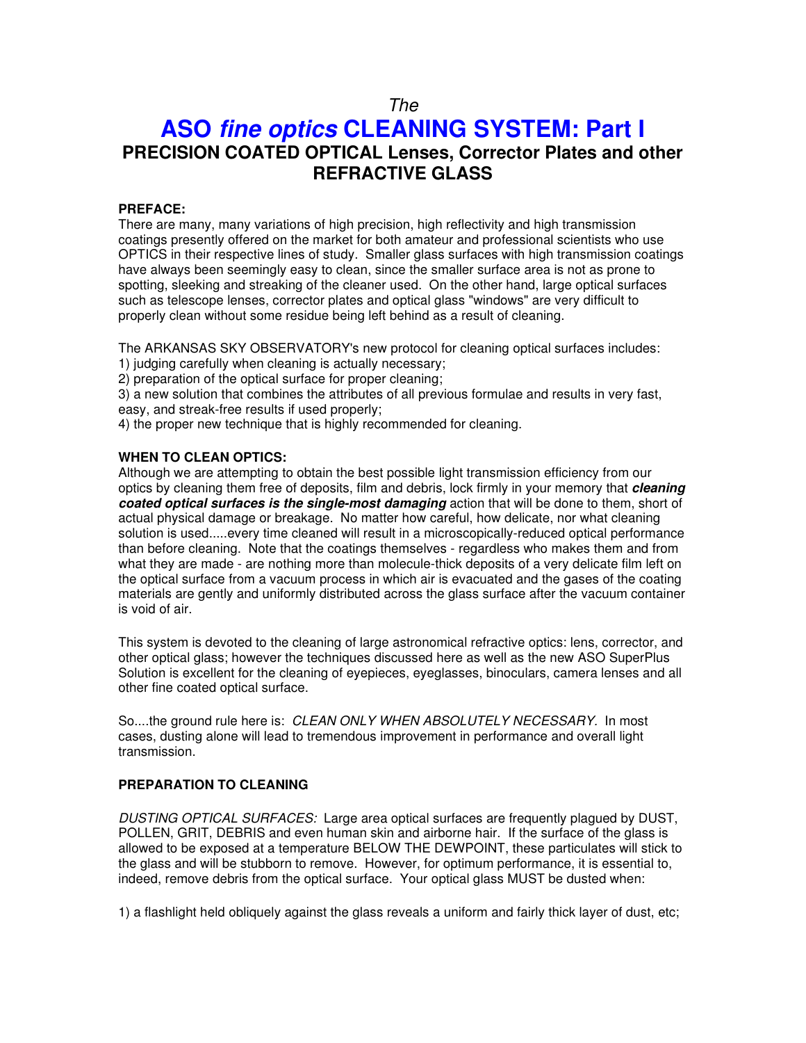*The*

# ASO *fine optics* CLEANING SYSTEM: Part I

## PRECISION COATED OPTICAL Lenses, Corrector Plates and other REFRACTIVE GLASS

**PREFACE:**

There are many, many variations of high precision, high reflectivity and high transmission coatings presently offered on the market for both amateur and professional scientists who use OPTICS in their respective lines of study. Smaller glass surfaces with high transmission coatings have always been seemingly easy to clean, since the smaller surface area is not as prone to spotting, sleeking and streaking of the cleaner used. On the other hand, large optical surfaces such as telescope lenses, corrector plates and optical glass "windows" are very difficult to properly clean without some residue being left behind as a result of cleaning.

The ARKANSAS SKY OBSERVATORY's new protocol for cleaning optical surfaces includes:

1) judging carefully when cleaning is actually necessary;
2) preparation of the optical surface for proper cleaning;
3) a new solution that combines the attributes of all previous formulae and results in very fast, easy, and streak-free results if used properly;
4) the proper new technique that is highly recommended for cleaning.

**WHEN TO CLEAN OPTICS:**

Although we are attempting to obtain the best possible light transmission efficiency from our optics by cleaning them free of deposits, film and debris, lock firmly in your memory that ***cleaning coated optical surfaces is the single-most damaging*** action that will be done to them, short of actual physical damage or breakage. No matter how careful, how delicate, nor what cleaning solution is used.....every time cleaned will result in a microscopically-reduced optical performance than before cleaning. Note that the coatings themselves - regardless who makes them and from what they are made - are nothing more than molecule-thick deposits of a very delicate film left on the optical surface from a vacuum process in which air is evacuated and the gases of the coating materials are gently and uniformly distributed across the glass surface after the vacuum container is void of air.

This system is devoted to the cleaning of large astronomical refractive optics: lens, corrector, and other optical glass; however the techniques discussed here as well as the new ASO SuperPlus Solution is excellent for the cleaning of eyepieces, eyeglasses, binoculars, camera lenses and all other fine coated optical surface.

So....the ground rule here is: *CLEAN ONLY WHEN ABSOLUTELY NECESSARY.* In most cases, dusting alone will lead to tremendous improvement in performance and overall light transmission.

**PREPARATION TO CLEANING**

*DUSTING OPTICAL SURFACES:* Large area optical surfaces are frequently plagued by DUST, POLLEN, GRIT, DEBRIS and even human skin and airborne hair. If the surface of the glass is allowed to be exposed at a temperature BELOW THE DEWPOINT, these particulates will stick to the glass and will be stubborn to remove. However, for optimum performance, it is essential to, indeed, remove debris from the optical surface. Your optical glass MUST be dusted when:

1) a flashlight held obliquely against the glass reveals a uniform and fairly thick layer of dust, etc;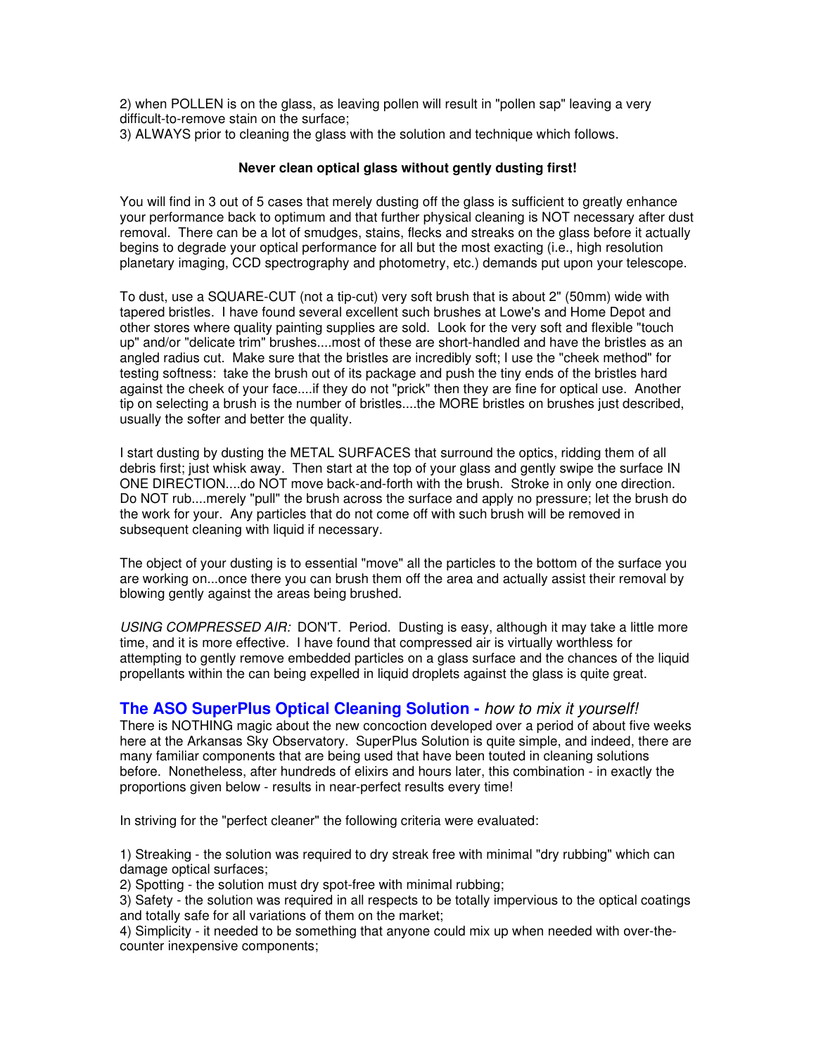2) when POLLEN is on the glass, as leaving pollen will result in "pollen sap" leaving a very difficult-to-remove stain on the surface;
3) ALWAYS prior to cleaning the glass with the solution and technique which follows.

**Never clean optical glass without gently dusting first!**

You will find in 3 out of 5 cases that merely dusting off the glass is sufficient to greatly enhance your performance back to optimum and that further physical cleaning is NOT necessary after dust removal. There can be a lot of smudges, stains, flecks and streaks on the glass before it actually begins to degrade your optical performance for all but the most exacting (i.e., high resolution planetary imaging, CCD spectrography and photometry, etc.) demands put upon your telescope.

To dust, use a SQUARE-CUT (not a tip-cut) very soft brush that is about 2" (50mm) wide with tapered bristles. I have found several excellent such brushes at Lowe's and Home Depot and other stores where quality painting supplies are sold. Look for the very soft and flexible "touch up" and/or "delicate trim" brushes....most of these are short-handled and have the bristles as an angled radius cut. Make sure that the bristles are incredibly soft; I use the "cheek method" for testing softness: take the brush out of its package and push the tiny ends of the bristles hard against the cheek of your face....if they do not "prick" then they are fine for optical use. Another tip on selecting a brush is the number of bristles....the MORE bristles on brushes just described, usually the softer and better the quality.

I start dusting by dusting the METAL SURFACES that surround the optics, ridding them of all debris first; just whisk away. Then start at the top of your glass and gently swipe the surface IN ONE DIRECTION....do NOT move back-and-forth with the brush. Stroke in only one direction. Do NOT rub....merely "pull" the brush across the surface and apply no pressure; let the brush do the work for your. Any particles that do not come off with such brush will be removed in subsequent cleaning with liquid if necessary.

The object of your dusting is to essential "move" all the particles to the bottom of the surface you are working on...once there you can brush them off the area and actually assist their removal by blowing gently against the areas being brushed.

*USING COMPRESSED AIR:* DON'T. Period. Dusting is easy, although it may take a little more time, and it is more effective. I have found that compressed air is virtually worthless for attempting to gently remove embedded particles on a glass surface and the chances of the liquid propellants within the can being expelled in liquid droplets against the glass is quite great.

## **The ASO SuperPlus Optical Cleaning Solution -** *how to mix it yourself!*

There is NOTHING magic about the new concoction developed over a period of about five weeks here at the Arkansas Sky Observatory. SuperPlus Solution is quite simple, and indeed, there are many familiar components that are being used that have been touted in cleaning solutions before. Nonetheless, after hundreds of elixirs and hours later, this combination - in exactly the proportions given below - results in near-perfect results every time!

In striving for the "perfect cleaner" the following criteria were evaluated:

1) Streaking - the solution was required to dry streak free with minimal "dry rubbing" which can damage optical surfaces;
2) Spotting - the solution must dry spot-free with minimal rubbing;
3) Safety - the solution was required in all respects to be totally impervious to the optical coatings and totally safe for all variations of them on the market;
4) Simplicity - it needed to be something that anyone could mix up when needed with over-the-counter inexpensive components;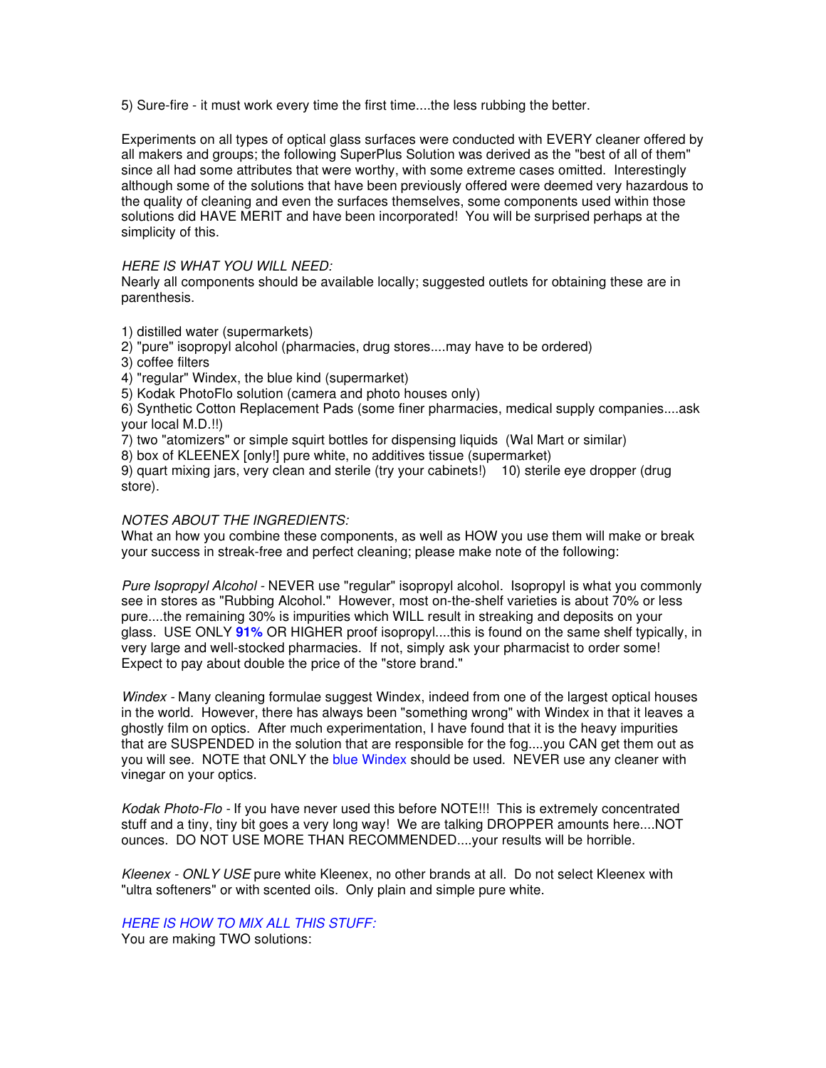5) Sure-fire - it must work every time the first time....the less rubbing the better.

Experiments on all types of optical glass surfaces were conducted with EVERY cleaner offered by all makers and groups; the following SuperPlus Solution was derived as the "best of all of them" since all had some attributes that were worthy, with some extreme cases omitted. Interestingly although some of the solutions that have been previously offered were deemed very hazardous to the quality of cleaning and even the surfaces themselves, some components used within those solutions did HAVE MERIT and have been incorporated! You will be surprised perhaps at the simplicity of this.

*HERE IS WHAT YOU WILL NEED:*
Nearly all components should be available locally; suggested outlets for obtaining these are in parenthesis.

1) distilled water (supermarkets)
2) "pure" isopropyl alcohol (pharmacies, drug stores....may have to be ordered)
3) coffee filters
4) "regular" Windex, the blue kind (supermarket)
5) Kodak PhotoFlo solution (camera and photo houses only)
6) Synthetic Cotton Replacement Pads (some finer pharmacies, medical supply companies....ask your local M.D.!!)
7) two "atomizers" or simple squirt bottles for dispensing liquids (Wal Mart or similar)
8) box of KLEENEX [only!] pure white, no additives tissue (supermarket)
9) quart mixing jars, very clean and sterile (try your cabinets!) 10) sterile eye dropper (drug store).

*NOTES ABOUT THE INGREDIENTS:*
What an how you combine these components, as well as HOW you use them will make or break your success in streak-free and perfect cleaning; please make note of the following:

*Pure Isopropyl Alcohol* - NEVER use "regular" isopropyl alcohol. Isopropyl is what you commonly see in stores as "Rubbing Alcohol." However, most on-the-shelf varieties is about 70% or less pure....the remaining 30% is impurities which WILL result in streaking and deposits on your glass. USE ONLY **91%** OR HIGHER proof isopropyl....this is found on the same shelf typically, in very large and well-stocked pharmacies. If not, simply ask your pharmacist to order some! Expect to pay about double the price of the "store brand."

*Windex* - Many cleaning formulae suggest Windex, indeed from one of the largest optical houses in the world. However, there has always been "something wrong" with Windex in that it leaves a ghostly film on optics. After much experimentation, I have found that it is the heavy impurities that are SUSPENDED in the solution that are responsible for the fog....you CAN get them out as you will see. NOTE that ONLY the blue Windex should be used. NEVER use any cleaner with vinegar on your optics.

*Kodak Photo-Flo* - If you have never used this before NOTE!!! This is extremely concentrated stuff and a tiny, tiny bit goes a very long way! We are talking DROPPER amounts here....NOT ounces. DO NOT USE MORE THAN RECOMMENDED....your results will be horrible.

*Kleenex* - *ONLY USE* pure white Kleenex, no other brands at all. Do not select Kleenex with "ultra softeners" or with scented oils. Only plain and simple pure white.

*HERE IS HOW TO MIX ALL THIS STUFF:*
You are making TWO solutions: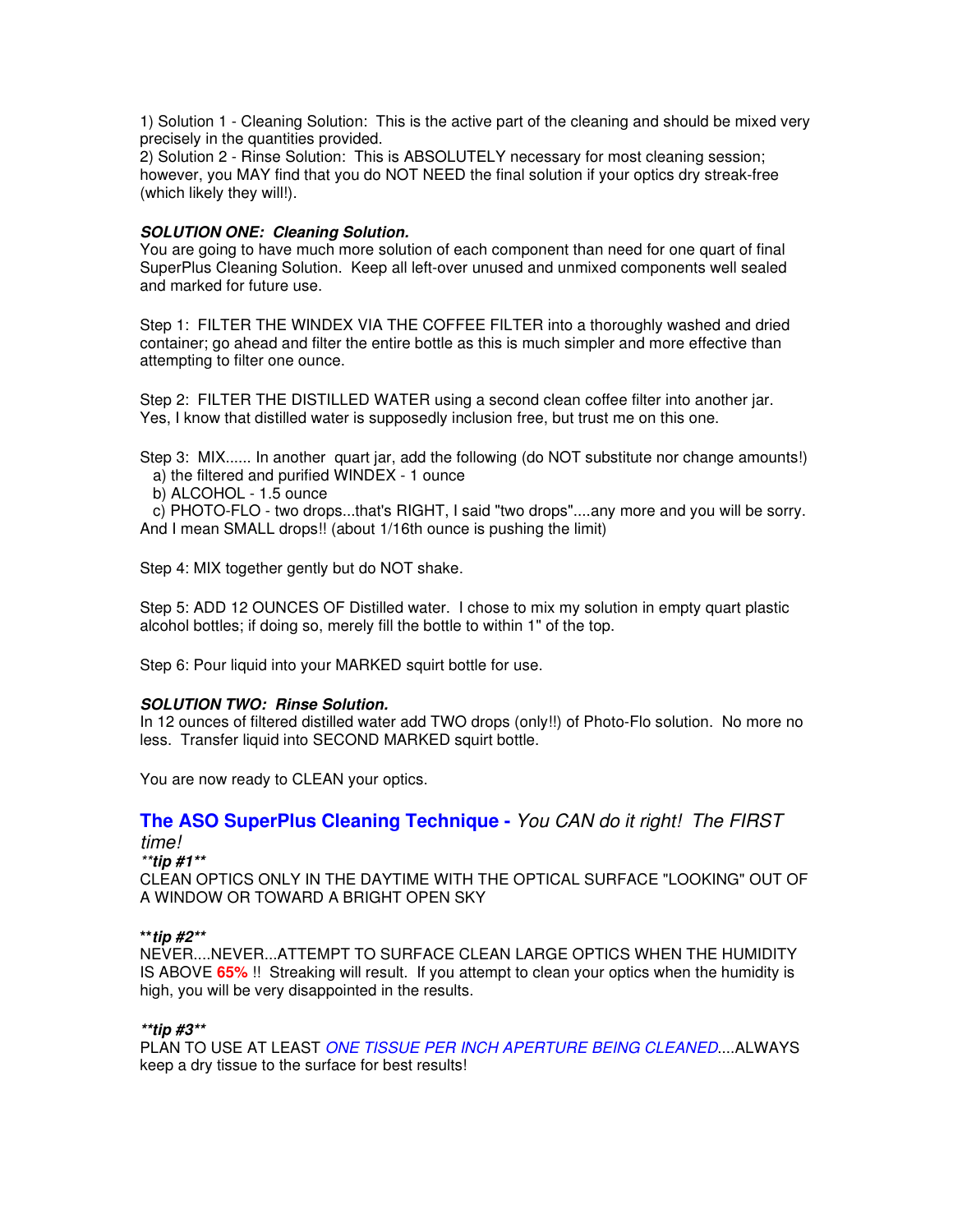1) Solution 1 - Cleaning Solution: This is the active part of the cleaning and should be mixed very precisely in the quantities provided.
2) Solution 2 - Rinse Solution: This is ABSOLUTELY necessary for most cleaning session; however, you MAY find that you do NOT NEED the final solution if your optics dry streak-free (which likely they will!).

***SOLUTION ONE: Cleaning Solution.***

You are going to have much more solution of each component than need for one quart of final SuperPlus Cleaning Solution. Keep all left-over unused and unmixed components well sealed and marked for future use.

Step 1: FILTER THE WINDEX VIA THE COFFEE FILTER into a thoroughly washed and dried container; go ahead and filter the entire bottle as this is much simpler and more effective than attempting to filter one ounce.

Step 2: FILTER THE DISTILLED WATER using a second clean coffee filter into another jar. Yes, I know that distilled water is supposedly inclusion free, but trust me on this one.

Step 3: MIX...... In another quart jar, add the following (do NOT substitute nor change amounts!)
  a) the filtered and purified WINDEX - 1 ounce
  b) ALCOHOL - 1.5 ounce
  c) PHOTO-FLO - two drops...that's RIGHT, I said "two drops"....any more and you will be sorry. And I mean SMALL drops!! (about 1/16th ounce is pushing the limit)

Step 4: MIX together gently but do NOT shake.

Step 5: ADD 12 OUNCES OF Distilled water. I chose to mix my solution in empty quart plastic alcohol bottles; if doing so, merely fill the bottle to within 1" of the top.

Step 6: Pour liquid into your MARKED squirt bottle for use.

***SOLUTION TWO: Rinse Solution.***

In 12 ounces of filtered distilled water add TWO drops (only!!) of Photo-Flo solution. No more no less. Transfer liquid into SECOND MARKED squirt bottle.

You are now ready to CLEAN your optics.

## The ASO SuperPlus Cleaning Technique - *You CAN do it right! The FIRST time!*

***\*\*tip #1\*\****

CLEAN OPTICS ONLY IN THE DAYTIME WITH THE OPTICAL SURFACE "LOOKING" OUT OF A WINDOW OR TOWARD A BRIGHT OPEN SKY

***\*\*tip #2\*\****

NEVER....NEVER...ATTEMPT TO SURFACE CLEAN LARGE OPTICS WHEN THE HUMIDITY IS ABOVE **65%** !! Streaking will result. If you attempt to clean your optics when the humidity is high, you will be very disappointed in the results.

***\*\*tip #3\*\****

PLAN TO USE AT LEAST *ONE TISSUE PER INCH APERTURE BEING CLEANED*....ALWAYS keep a dry tissue to the surface for best results!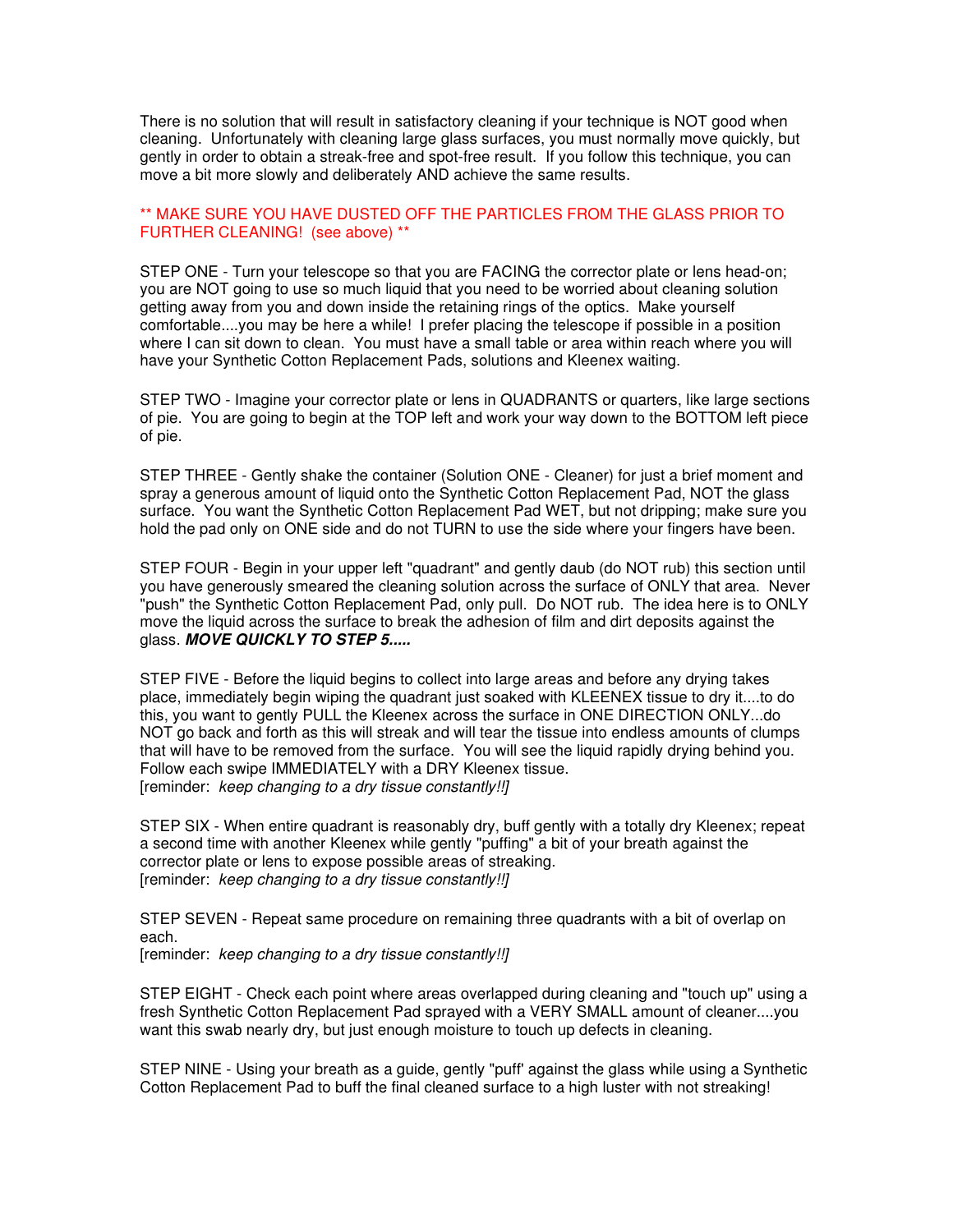There is no solution that will result in satisfactory cleaning if your technique is NOT good when cleaning. Unfortunately with cleaning large glass surfaces, you must normally move quickly, but gently in order to obtain a streak-free and spot-free result. If you follow this technique, you can move a bit more slowly and deliberately AND achieve the same results.

** MAKE SURE YOU HAVE DUSTED OFF THE PARTICLES FROM THE GLASS PRIOR TO FURTHER CLEANING! (see above) **

STEP ONE - Turn your telescope so that you are FACING the corrector plate or lens head-on; you are NOT going to use so much liquid that you need to be worried about cleaning solution getting away from you and down inside the retaining rings of the optics. Make yourself comfortable....you may be here a while! I prefer placing the telescope if possible in a position where I can sit down to clean. You must have a small table or area within reach where you will have your Synthetic Cotton Replacement Pads, solutions and Kleenex waiting.

STEP TWO - Imagine your corrector plate or lens in QUADRANTS or quarters, like large sections of pie. You are going to begin at the TOP left and work your way down to the BOTTOM left piece of pie.

STEP THREE - Gently shake the container (Solution ONE - Cleaner) for just a brief moment and spray a generous amount of liquid onto the Synthetic Cotton Replacement Pad, NOT the glass surface. You want the Synthetic Cotton Replacement Pad WET, but not dripping; make sure you hold the pad only on ONE side and do not TURN to use the side where your fingers have been.

STEP FOUR - Begin in your upper left "quadrant" and gently daub (do NOT rub) this section until you have generously smeared the cleaning solution across the surface of ONLY that area. Never "push" the Synthetic Cotton Replacement Pad, only pull. Do NOT rub. The idea here is to ONLY move the liquid across the surface to break the adhesion of film and dirt deposits against the glass. ***MOVE QUICKLY TO STEP 5.....***

STEP FIVE - Before the liquid begins to collect into large areas and before any drying takes place, immediately begin wiping the quadrant just soaked with KLEENEX tissue to dry it....to do this, you want to gently PULL the Kleenex across the surface in ONE DIRECTION ONLY...do NOT go back and forth as this will streak and will tear the tissue into endless amounts of clumps that will have to be removed from the surface. You will see the liquid rapidly drying behind you. Follow each swipe IMMEDIATELY with a DRY Kleenex tissue.
[reminder: *keep changing to a dry tissue constantly!!]*

STEP SIX - When entire quadrant is reasonably dry, buff gently with a totally dry Kleenex; repeat a second time with another Kleenex while gently "puffing" a bit of your breath against the corrector plate or lens to expose possible areas of streaking.
[reminder: *keep changing to a dry tissue constantly!!]*

STEP SEVEN - Repeat same procedure on remaining three quadrants with a bit of overlap on each.
[reminder: *keep changing to a dry tissue constantly!!]*

STEP EIGHT - Check each point where areas overlapped during cleaning and "touch up" using a fresh Synthetic Cotton Replacement Pad sprayed with a VERY SMALL amount of cleaner....you want this swab nearly dry, but just enough moisture to touch up defects in cleaning.

STEP NINE - Using your breath as a guide, gently "puff' against the glass while using a Synthetic Cotton Replacement Pad to buff the final cleaned surface to a high luster with not streaking!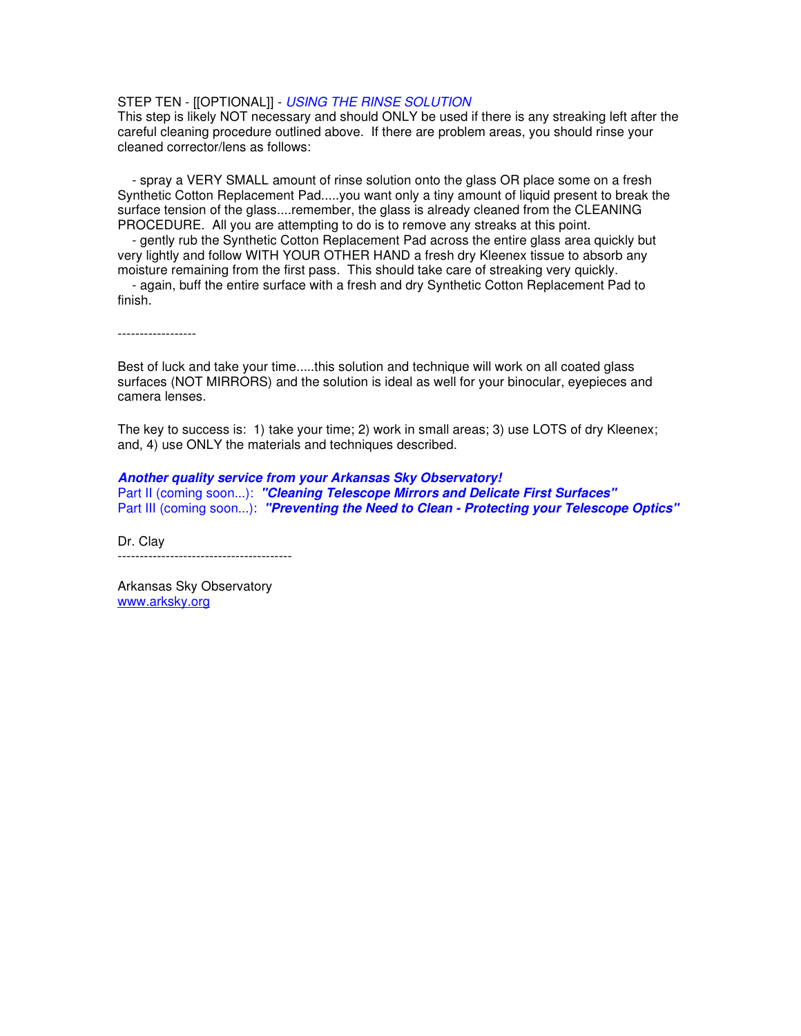STEP TEN - [[OPTIONAL]] - *USING THE RINSE SOLUTION*

This step is likely NOT necessary and should ONLY be used if there is any streaking left after the careful cleaning procedure outlined above. If there are problem areas, you should rinse your cleaned corrector/lens as follows:

- spray a VERY SMALL amount of rinse solution onto the glass OR place some on a fresh Synthetic Cotton Replacement Pad.....you want only a tiny amount of liquid present to break the surface tension of the glass....remember, the glass is already cleaned from the CLEANING PROCEDURE. All you are attempting to do is to remove any streaks at this point.
- gently rub the Synthetic Cotton Replacement Pad across the entire glass area quickly but very lightly and follow WITH YOUR OTHER HAND a fresh dry Kleenex tissue to absorb any moisture remaining from the first pass. This should take care of streaking very quickly.
- again, buff the entire surface with a fresh and dry Synthetic Cotton Replacement Pad to finish.

------------------

Best of luck and take your time.....this solution and technique will work on all coated glass surfaces (NOT MIRRORS) and the solution is ideal as well for your binocular, eyepieces and camera lenses.

The key to success is: 1) take your time; 2) work in small areas; 3) use LOTS of dry Kleenex; and, 4) use ONLY the materials and techniques described.

***Another quality service from your Arkansas Sky Observatory!***
Part II (coming soon...): ***"Cleaning Telescope Mirrors and Delicate First Surfaces"***
Part III (coming soon...): ***"Preventing the Need to Clean - Protecting your Telescope Optics"***

Dr. Clay

----------------------------------------

Arkansas Sky Observatory
www.arksky.org